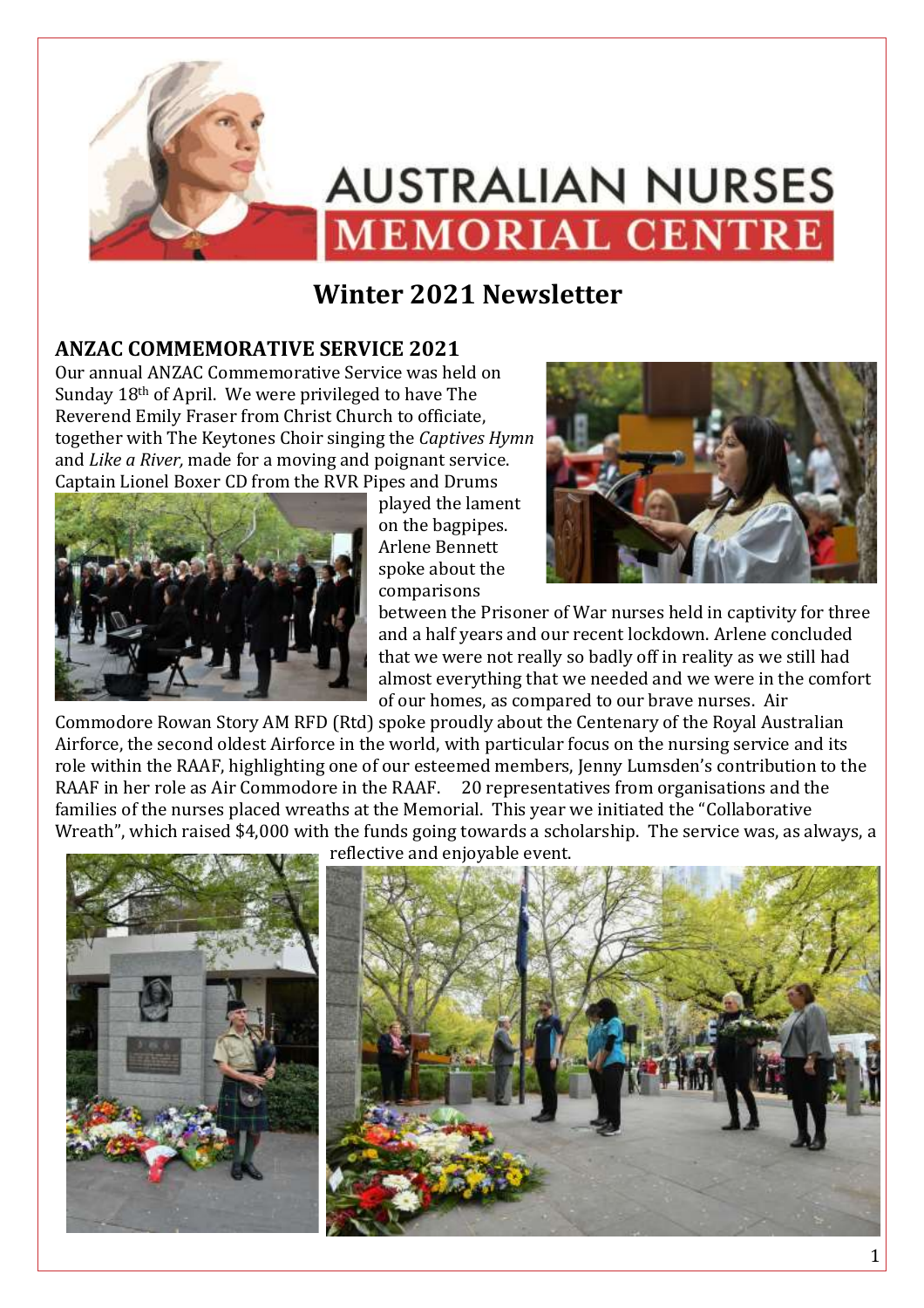# AUSTRALIAN NURSES MEMORIAL CENTRE

## Winter 2021 Newsletter

### ANZAC COMMEMORATIVE SERVICE 2021

Our annual ANZAC Commemorative Service was held on Sunday 18th of April. We were privileged to have The Reverend Emily Fraser from Christ Church to officiate, together with The Keytones Choir singing the *Captives Hymn* and *Like a River,* made for a moving and poignant service. Captain Lionel Boxer CD from the RVR Pipes and Drums played the lament on the bagpipes. Arlene Bennett spoke about the comparisons between the Prisoner of War nurses held in captivity for three and a half years and our recent lockdown. Arlene concluded that we were not really so badly off in reality as we still had almost everything that we needed and we were in the comfort of our homes, as compared to our brave nurses. Air Commodore Rowan Story AM RFD (Rtd) spoke proudly about the Centenary of the Royal Australian Airforce, the second oldest Airforce in the world, with particular focus on the nursing service and its role within the RAAF, highlighting one of our esteemed members, Jenny Lumsden's contribution to the RAAF in her role as Air Commodore in the RAAF. 20 representatives from organisations and the families of the nurses placed wreaths at the Memorial. This year we initiated the "Collaborative Wreath", which raised $4,000 with the funds going towards a scholarship. The service was, as always, a reflective and enjoyable event.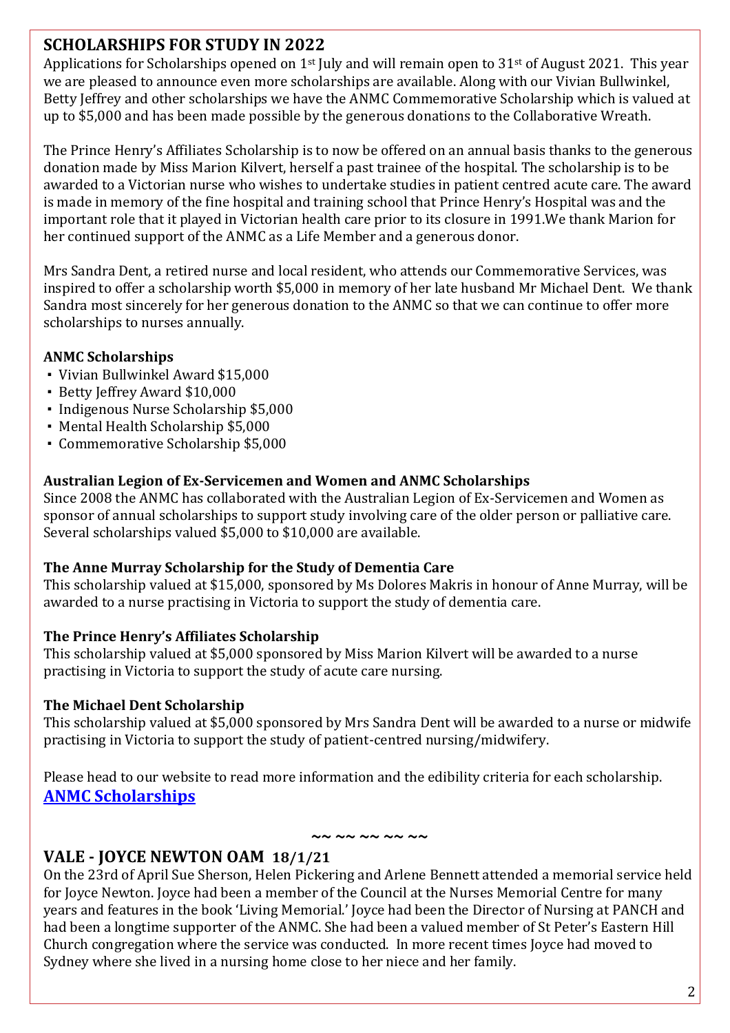## SCHOLARSHIPS FOR STUDY IN 2022

Applications for Scholarships opened on 1st July and will remain open to 31st of August 2021. This year we are pleased to announce even more scholarships are available. Along with our Vivian Bullwinkel, Betty Jeffrey and other scholarships we have the ANMC Commemorative Scholarship which is valued at up to $5,000 and has been made possible by the generous donations to the Collaborative Wreath.

The Prince Henry's Affiliates Scholarship is to now be offered on an annual basis thanks to the generous donation made by Miss Marion Kilvert, herself a past trainee of the hospital. The scholarship is to be awarded to a Victorian nurse who wishes to undertake studies in patient centred acute care. The award is made in memory of the fine hospital and training school that Prince Henry's Hospital was and the important role that it played in Victorian health care prior to its closure in 1991.We thank Marion for her continued support of the ANMC as a Life Member and a generous donor.

Mrs Sandra Dent, a retired nurse and local resident, who attends our Commemorative Services, was inspired to offer a scholarship worth $5,000 in memory of her late husband Mr Michael Dent. We thank Sandra most sincerely for her generous donation to the ANMC so that we can continue to offer more scholarships to nurses annually.

**ANMC Scholarships**

- Vivian Bullwinkel Award $15,000
- Betty Jeffrey Award $10,000
- Indigenous Nurse Scholarship $5,000
- Mental Health Scholarship $5,000
- Commemorative Scholarship $5,000

**Australian Legion of Ex-Servicemen and Women and ANMC Scholarships**

Since 2008 the ANMC has collaborated with the Australian Legion of Ex-Servicemen and Women as sponsor of annual scholarships to support study involving care of the older person or palliative care. Several scholarships valued $5,000 to $10,000 are available.

**The Anne Murray Scholarship for the Study of Dementia Care**

This scholarship valued at $15,000, sponsored by Ms Dolores Makris in honour of Anne Murray, will be awarded to a nurse practising in Victoria to support the study of dementia care.

**The Prince Henry's Affiliates Scholarship**

This scholarship valued at $5,000 sponsored by Miss Marion Kilvert will be awarded to a nurse practising in Victoria to support the study of acute care nursing.

**The Michael Dent Scholarship**

This scholarship valued at $5,000 sponsored by Mrs Sandra Dent will be awarded to a nurse or midwife practising in Victoria to support the study of patient-centred nursing/midwifery.

Please head to our website to read more information and the edibility criteria for each scholarship.
**ANMC Scholarships**

~~ ~~ ~~ ~~ ~~

## VALE - JOYCE NEWTON OAM 18/1/21

On the 23rd of April Sue Sherson, Helen Pickering and Arlene Bennett attended a memorial service held for Joyce Newton. Joyce had been a member of the Council at the Nurses Memorial Centre for many years and features in the book 'Living Memorial.' Joyce had been the Director of Nursing at PANCH and had been a longtime supporter of the ANMC. She had been a valued member of St Peter's Eastern Hill Church congregation where the service was conducted. In more recent times Joyce had moved to Sydney where she lived in a nursing home close to her niece and her family.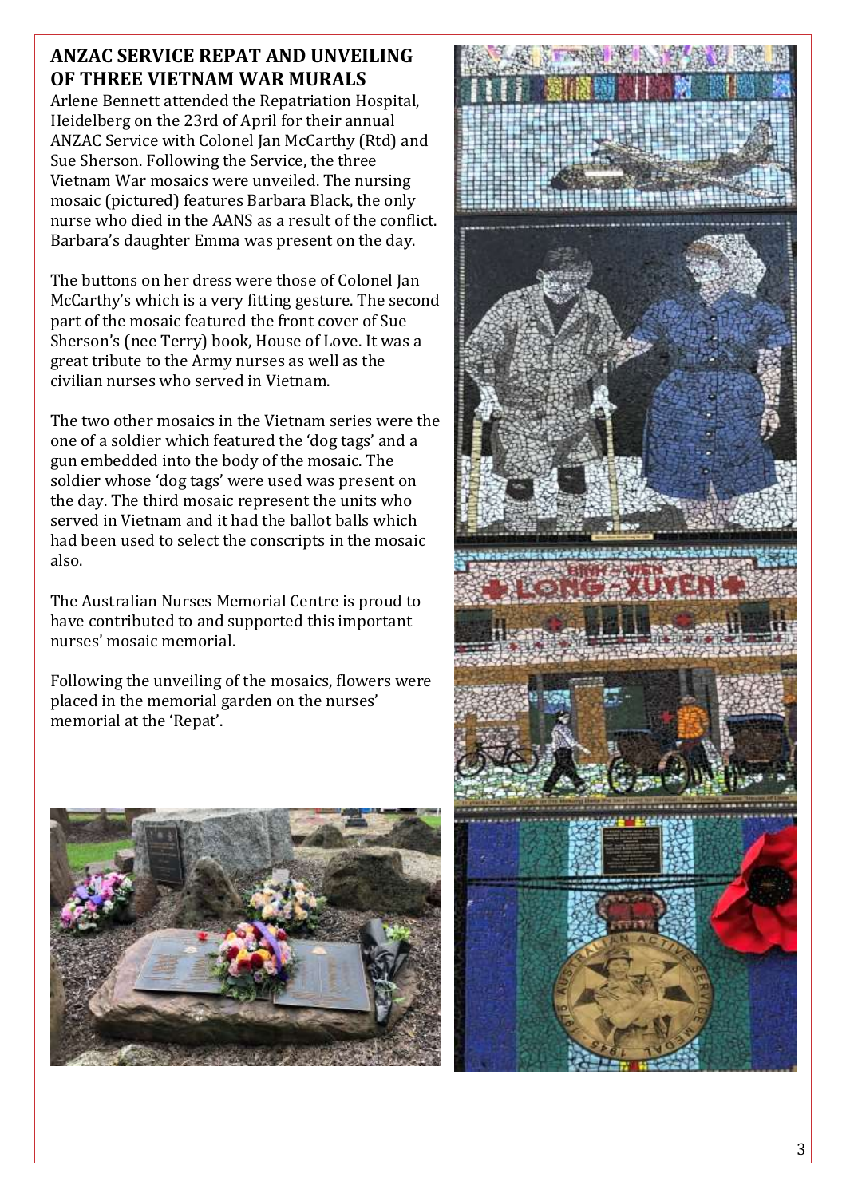## ANZAC SERVICE REPAT AND UNVEILING OF THREE VIETNAM WAR MURALS

Arlene Bennett attended the Repatriation Hospital, Heidelberg on the 23rd of April for their annual ANZAC Service with Colonel Jan McCarthy (Rtd) and Sue Sherson. Following the Service, the three Vietnam War mosaics were unveiled. The nursing mosaic (pictured) features Barbara Black, the only nurse who died in the AANS as a result of the conflict. Barbara's daughter Emma was present on the day.

The buttons on her dress were those of Colonel Jan McCarthy's which is a very fitting gesture. The second part of the mosaic featured the front cover of Sue Sherson's (nee Terry) book, House of Love. It was a great tribute to the Army nurses as well as the civilian nurses who served in Vietnam.

The two other mosaics in the Vietnam series were the one of a soldier which featured the 'dog tags' and a gun embedded into the body of the mosaic. The soldier whose 'dog tags' were used was present on the day. The third mosaic represent the units who served in Vietnam and it had the ballot balls which had been used to select the conscripts in the mosaic also.

The Australian Nurses Memorial Centre is proud to have contributed to and supported this important nurses' mosaic memorial.

Following the unveiling of the mosaics, flowers were placed in the memorial garden on the nurses' memorial at the 'Repat'.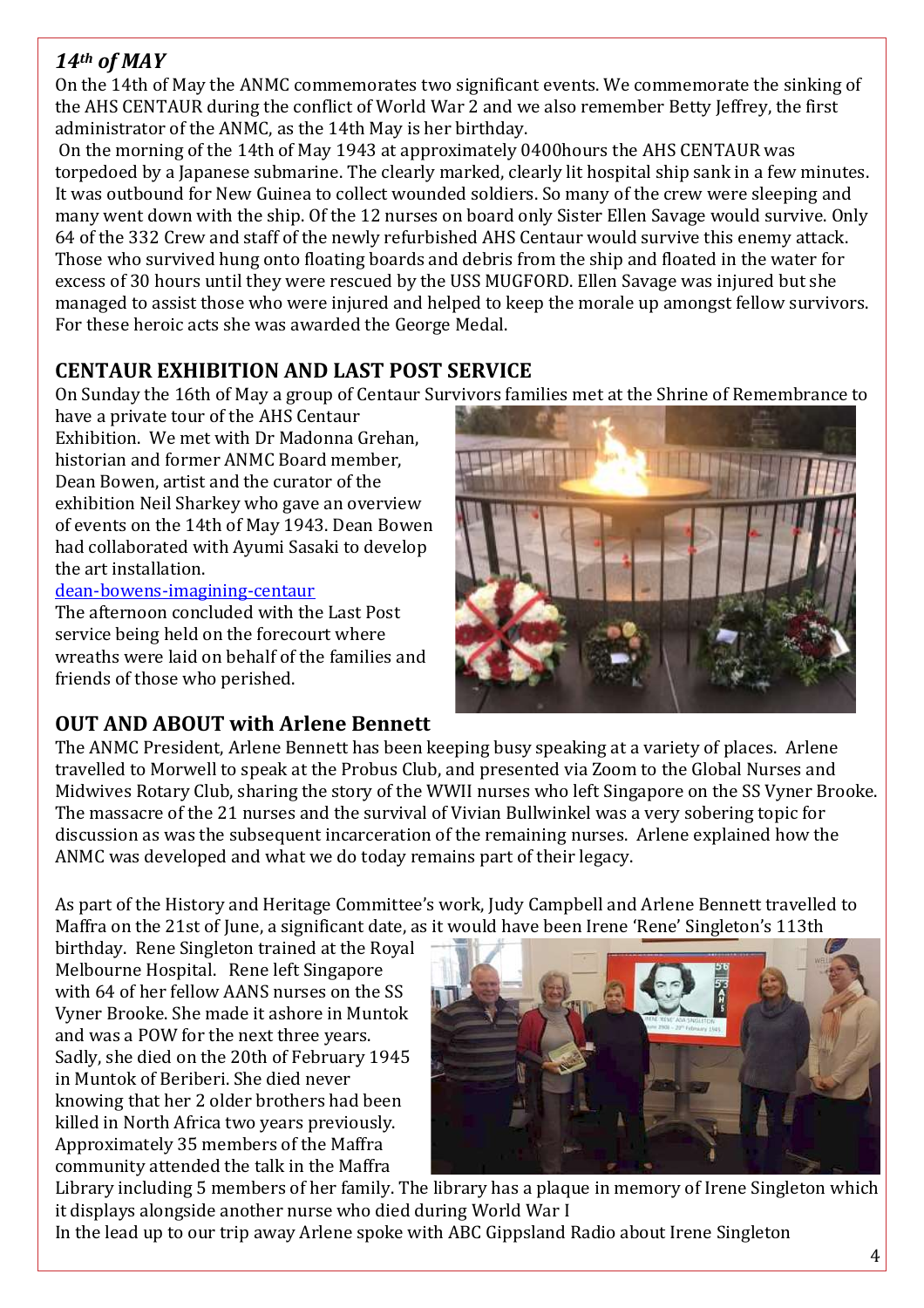## *14th of MAY*

On the 14th of May the ANMC commemorates two significant events. We commemorate the sinking of the AHS CENTAUR during the conflict of World War 2 and we also remember Betty Jeffrey, the first administrator of the ANMC, as the 14th May is her birthday.

On the morning of the 14th of May 1943 at approximately 0400hours the AHS CENTAUR was torpedoed by a Japanese submarine. The clearly marked, clearly lit hospital ship sank in a few minutes. It was outbound for New Guinea to collect wounded soldiers. So many of the crew were sleeping and many went down with the ship. Of the 12 nurses on board only Sister Ellen Savage would survive. Only 64 of the 332 Crew and staff of the newly refurbished AHS Centaur would survive this enemy attack. Those who survived hung onto floating boards and debris from the ship and floated in the water for excess of 30 hours until they were rescued by the USS MUGFORD. Ellen Savage was injured but she managed to assist those who were injured and helped to keep the morale up amongst fellow survivors. For these heroic acts she was awarded the George Medal.

## CENTAUR EXHIBITION AND LAST POST SERVICE

On Sunday the 16th of May a group of Centaur Survivors families met at the Shrine of Remembrance to have a private tour of the AHS Centaur Exhibition. We met with Dr Madonna Grehan, historian and former ANMC Board member, Dean Bowen, artist and the curator of the exhibition Neil Sharkey who gave an overview of events on the 14th of May 1943. Dean Bowen had collaborated with Ayumi Sasaki to develop the art installation.

dean-bowens-imagining-centaur

The afternoon concluded with the Last Post service being held on the forecourt where wreaths were laid on behalf of the families and friends of those who perished.

## OUT AND ABOUT with Arlene Bennett

The ANMC President, Arlene Bennett has been keeping busy speaking at a variety of places. Arlene travelled to Morwell to speak at the Probus Club, and presented via Zoom to the Global Nurses and Midwives Rotary Club, sharing the story of the WWII nurses who left Singapore on the SS Vyner Brooke. The massacre of the 21 nurses and the survival of Vivian Bullwinkel was a very sobering topic for discussion as was the subsequent incarceration of the remaining nurses. Arlene explained how the ANMC was developed and what we do today remains part of their legacy.

As part of the History and Heritage Committee's work, Judy Campbell and Arlene Bennett travelled to Maffra on the 21st of June, a significant date, as it would have been Irene 'Rene' Singleton's 113th birthday. Rene Singleton trained at the Royal Melbourne Hospital. Rene left Singapore with 64 of her fellow AANS nurses on the SS Vyner Brooke. She made it ashore in Muntok and was a POW for the next three years. Sadly, she died on the 20th of February 1945 in Muntok of Beriberi. She died never knowing that her 2 older brothers had been killed in North Africa two years previously. Approximately 35 members of the Maffra community attended the talk in the Maffra Library including 5 members of her family. The library has a plaque in memory of Irene Singleton which it displays alongside another nurse who died during World War I

In the lead up to our trip away Arlene spoke with ABC Gippsland Radio about Irene Singleton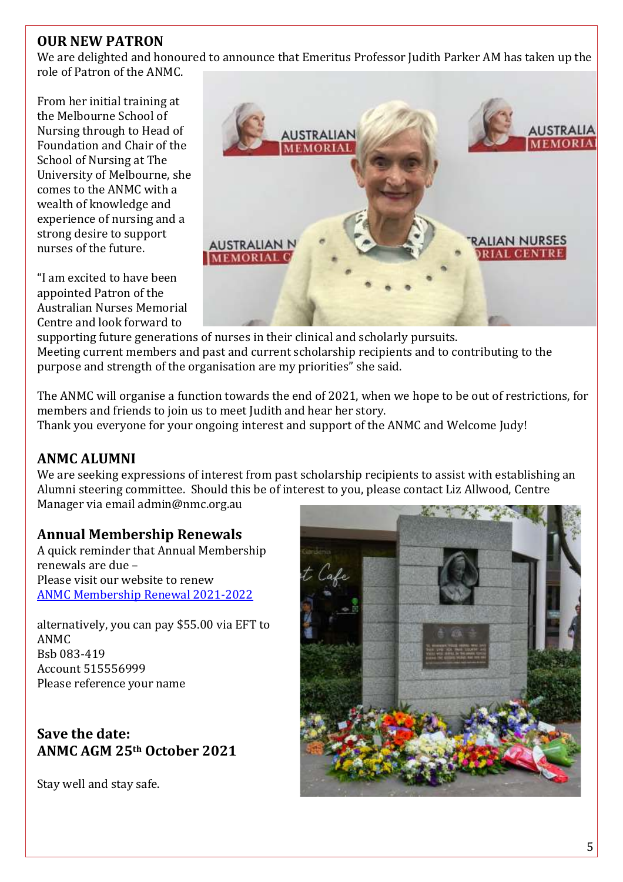## OUR NEW PATRON

We are delighted and honoured to announce that Emeritus Professor Judith Parker AM has taken up the role of Patron of the ANMC.

From her initial training at the Melbourne School of Nursing through to Head of Foundation and Chair of the School of Nursing at The University of Melbourne, she comes to the ANMC with a wealth of knowledge and experience of nursing and a strong desire to support nurses of the future.

"I am excited to have been appointed Patron of the Australian Nurses Memorial Centre and look forward to supporting future generations of nurses in their clinical and scholarly pursuits. Meeting current members and past and current scholarship recipients and to contributing to the purpose and strength of the organisation are my priorities" she said.

The ANMC will organise a function towards the end of 2021, when we hope to be out of restrictions, for members and friends to join us to meet Judith and hear her story.
Thank you everyone for your ongoing interest and support of the ANMC and Welcome Judy!

## ANMC ALUMNI

We are seeking expressions of interest from past scholarship recipients to assist with establishing an Alumni steering committee. Should this be of interest to you, please contact Liz Allwood, Centre Manager via email admin@nmc.org.au

## Annual Membership Renewals

A quick reminder that Annual Membership renewals are due –
Please visit our website to renew
[ANMC Membership Renewal 2021-2022]

alternatively, you can pay $55.00 via EFT to
ANMC
Bsb 083-419
Account 515556999
Please reference your name

## Save the date:
## ANMC AGM 25th October 2021

Stay well and stay safe.